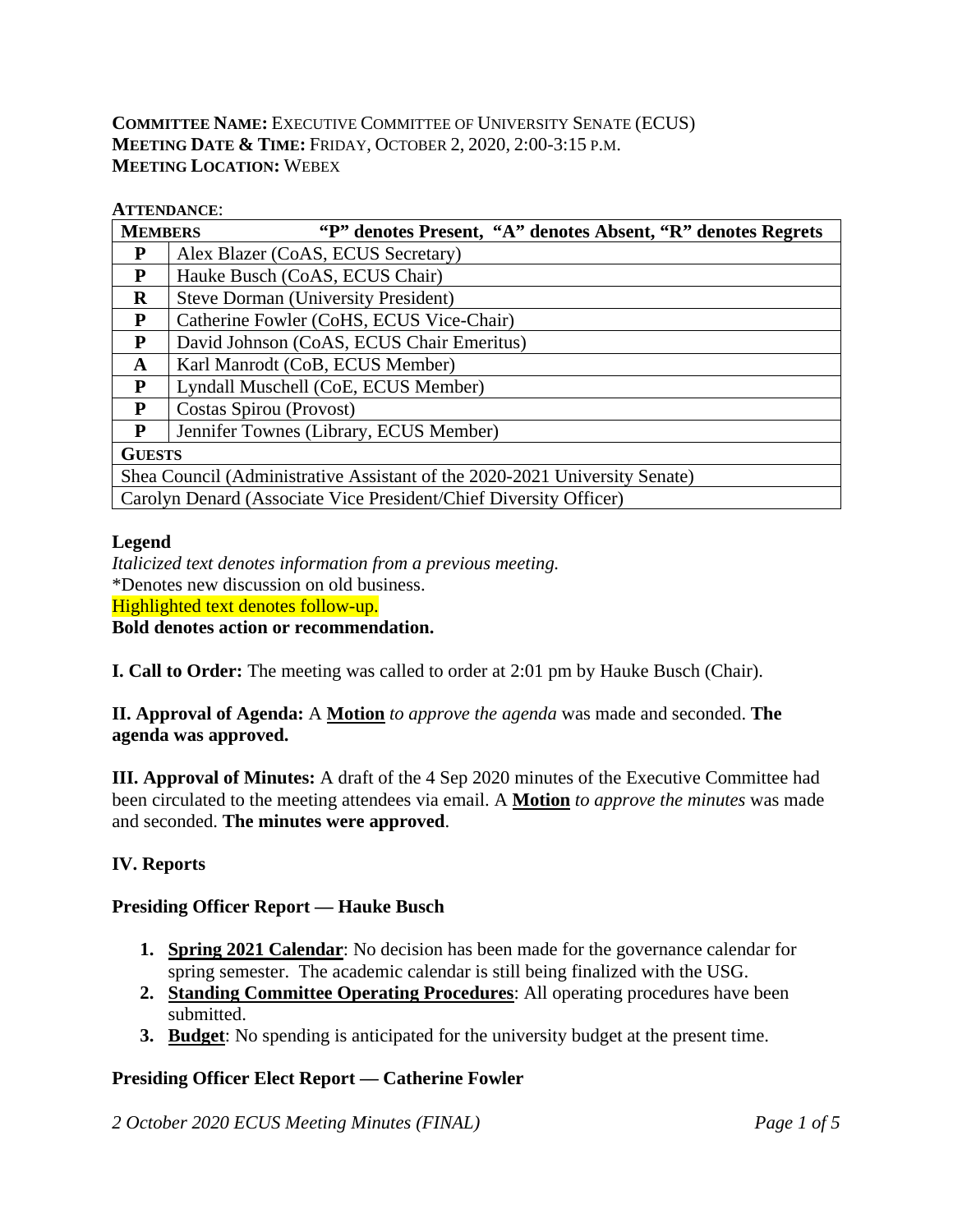**COMMITTEE NAME:** EXECUTIVE COMMITTEE OF UNIVERSITY SENATE (ECUS)
**MEETING DATE & TIME:** FRIDAY, OCTOBER 2, 2020, 2:00-3:15 P.M.
**MEETING LOCATION:** WEBEX

**ATTENDANCE**:

| **MEMBERS** | **"P" denotes Present, "A" denotes Absent, "R" denotes Regrets** |
|---|---|
| **P** | Alex Blazer (CoAS, ECUS Secretary) |
| **P** | Hauke Busch (CoAS, ECUS Chair) |
| **R** | Steve Dorman (University President) |
| **P** | Catherine Fowler (CoHS, ECUS Vice-Chair) |
| **P** | David Johnson (CoAS, ECUS Chair Emeritus) |
| **A** | Karl Manrodt (CoB, ECUS Member) |
| **P** | Lyndall Muschell (CoE, ECUS Member) |
| **P** | Costas Spirou (Provost) |
| **P** | Jennifer Townes (Library, ECUS Member) |
| **GUESTS** | |
| Shea Council (Administrative Assistant of the 2020-2021 University Senate) | |
| Carolyn Denard (Associate Vice President/Chief Diversity Officer) | |

**Legend**
*Italicized text denotes information from a previous meeting.*
*Denotes new discussion on old business.
Highlighted text denotes follow-up.
**Bold denotes action or recommendation.**

**I. Call to Order:** The meeting was called to order at 2:01 pm by Hauke Busch (Chair).

**II. Approval of Agenda:** A **Motion** *to approve the agenda* was made and seconded. **The agenda was approved.**

**III. Approval of Minutes:** A draft of the 4 Sep 2020 minutes of the Executive Committee had been circulated to the meeting attendees via email. A **Motion** *to approve the minutes* was made and seconded. **The minutes were approved**.

**IV. Reports**

**Presiding Officer Report — Hauke Busch**

1. **Spring 2021 Calendar**: No decision has been made for the governance calendar for spring semester. The academic calendar is still being finalized with the USG.
2. **Standing Committee Operating Procedures**: All operating procedures have been submitted.
3. **Budget**: No spending is anticipated for the university budget at the present time.

**Presiding Officer Elect Report — Catherine Fowler**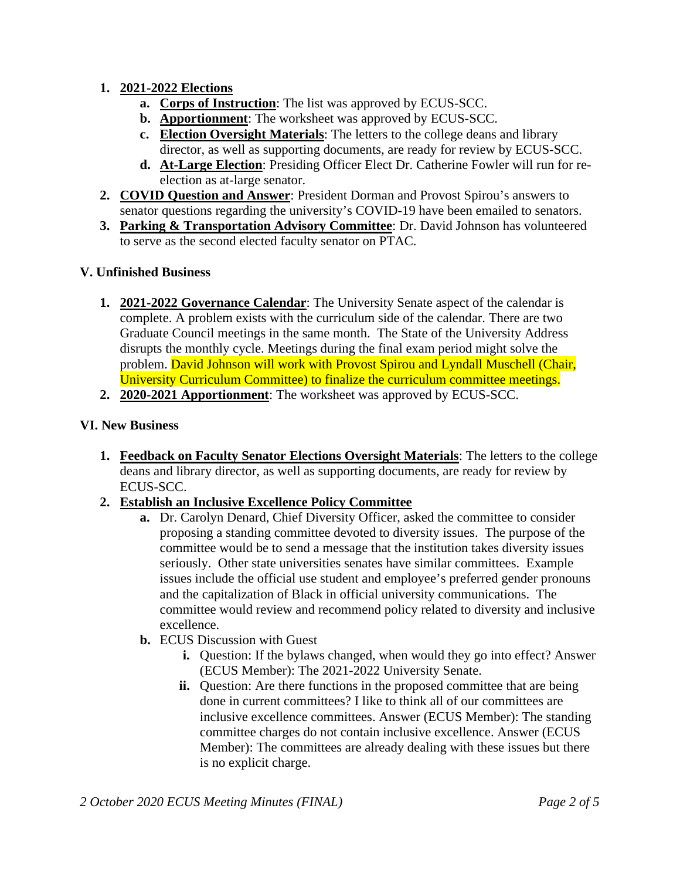1. **2021-2022 Elections**
    a. **Corps of Instruction**: The list was approved by ECUS-SCC.
    b. **Apportionment**: The worksheet was approved by ECUS-SCC.
    c. **Election Oversight Materials**: The letters to the college deans and library director, as well as supporting documents, are ready for review by ECUS-SCC.
    d. **At-Large Election**: Presiding Officer Elect Dr. Catherine Fowler will run for re-election as at-large senator.
2. **COVID Question and Answer**: President Dorman and Provost Spirou's answers to senator questions regarding the university's COVID-19 have been emailed to senators.
3. **Parking & Transportation Advisory Committee**: Dr. David Johnson has volunteered to serve as the second elected faculty senator on PTAC.

## V. Unfinished Business

1. **2021-2022 Governance Calendar**: The University Senate aspect of the calendar is complete. A problem exists with the curriculum side of the calendar. There are two Graduate Council meetings in the same month. The State of the University Address disrupts the monthly cycle. Meetings during the final exam period might solve the problem. David Johnson will work with Provost Spirou and Lyndall Muschell (Chair, University Curriculum Committee) to finalize the curriculum committee meetings.
2. **2020-2021 Apportionment**: The worksheet was approved by ECUS-SCC.

## VI. New Business

1. **Feedback on Faculty Senator Elections Oversight Materials**: The letters to the college deans and library director, as well as supporting documents, are ready for review by ECUS-SCC.
2. **Establish an Inclusive Excellence Policy Committee**
    a. Dr. Carolyn Denard, Chief Diversity Officer, asked the committee to consider proposing a standing committee devoted to diversity issues. The purpose of the committee would be to send a message that the institution takes diversity issues seriously. Other state universities senates have similar committees. Example issues include the official use student and employee's preferred gender pronouns and the capitalization of Black in official university communications. The committee would review and recommend policy related to diversity and inclusive excellence.
    b. ECUS Discussion with Guest
        i. Question: If the bylaws changed, when would they go into effect? Answer (ECUS Member): The 2021-2022 University Senate.
        ii. Question: Are there functions in the proposed committee that are being done in current committees? I like to think all of our committees are inclusive excellence committees. Answer (ECUS Member): The standing committee charges do not contain inclusive excellence. Answer (ECUS Member): The committees are already dealing with these issues but there is no explicit charge.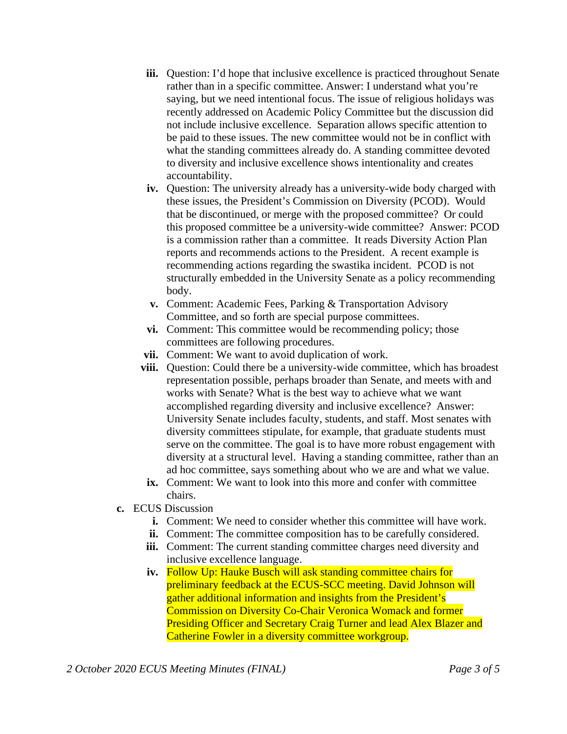iii. Question: I'd hope that inclusive excellence is practiced throughout Senate rather than in a specific committee. Answer: I understand what you're saying, but we need intentional focus. The issue of religious holidays was recently addressed on Academic Policy Committee but the discussion did not include inclusive excellence. Separation allows specific attention to be paid to these issues. The new committee would not be in conflict with what the standing committees already do. A standing committee devoted to diversity and inclusive excellence shows intentionality and creates accountability.

iv. Question: The university already has a university-wide body charged with these issues, the President's Commission on Diversity (PCOD). Would that be discontinued, or merge with the proposed committee? Or could this proposed committee be a university-wide committee? Answer: PCOD is a commission rather than a committee. It reads Diversity Action Plan reports and recommends actions to the President. A recent example is recommending actions regarding the swastika incident. PCOD is not structurally embedded in the University Senate as a policy recommending body.

v. Comment: Academic Fees, Parking & Transportation Advisory Committee, and so forth are special purpose committees.

vi. Comment: This committee would be recommending policy; those committees are following procedures.

vii. Comment: We want to avoid duplication of work.

viii. Question: Could there be a university-wide committee, which has broadest representation possible, perhaps broader than Senate, and meets with and works with Senate? What is the best way to achieve what we want accomplished regarding diversity and inclusive excellence? Answer: University Senate includes faculty, students, and staff. Most senates with diversity committees stipulate, for example, that graduate students must serve on the committee. The goal is to have more robust engagement with diversity at a structural level. Having a standing committee, rather than an ad hoc committee, says something about who we are and what we value.

ix. Comment: We want to look into this more and confer with committee chairs.

c. ECUS Discussion

i. Comment: We need to consider whether this committee will have work.

ii. Comment: The committee composition has to be carefully considered.

iii. Comment: The current standing committee charges need diversity and inclusive excellence language.

iv. Follow Up: Hauke Busch will ask standing committee chairs for preliminary feedback at the ECUS-SCC meeting. David Johnson will gather additional information and insights from the President's Commission on Diversity Co-Chair Veronica Womack and former Presiding Officer and Secretary Craig Turner and lead Alex Blazer and Catherine Fowler in a diversity committee workgroup.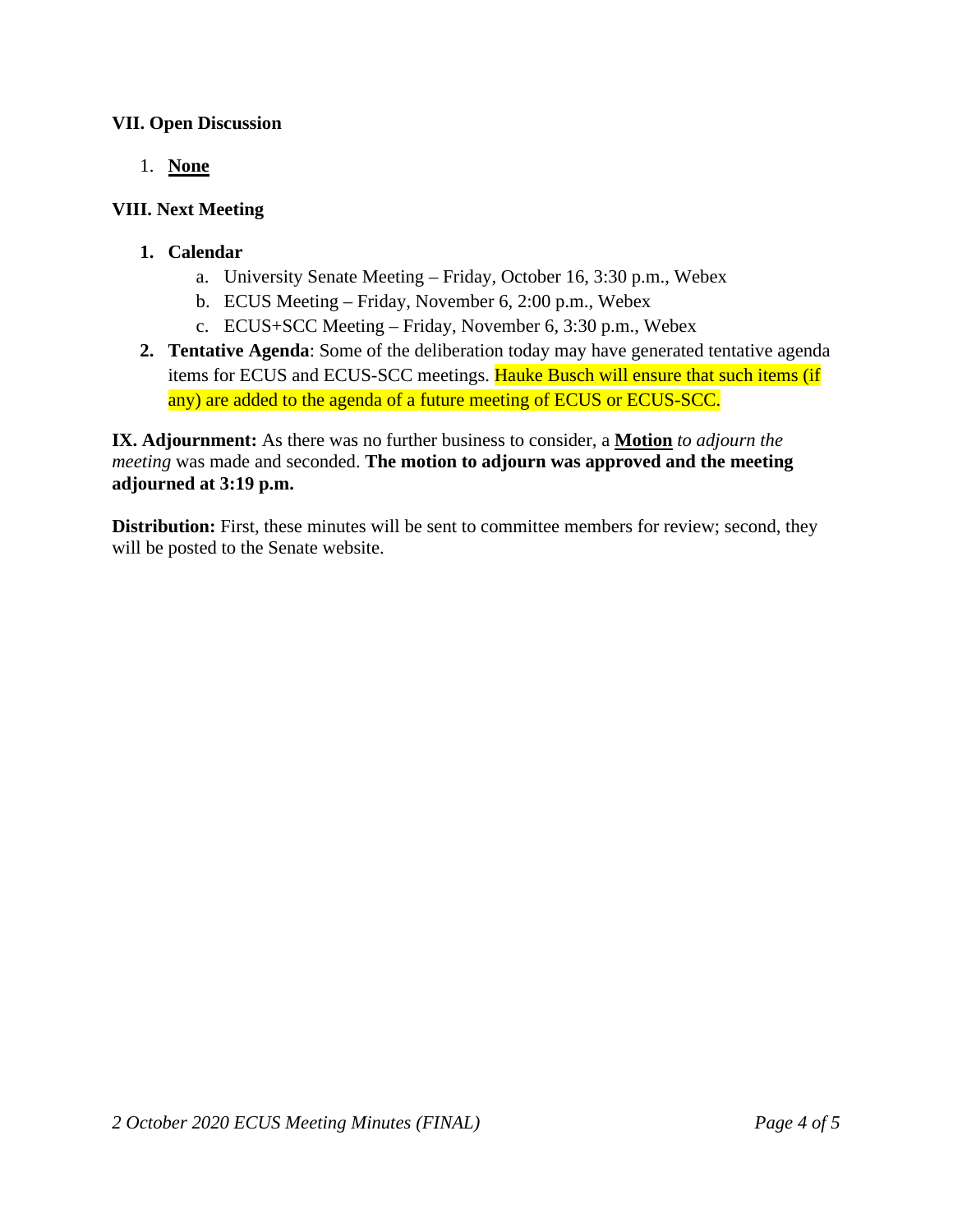### VII. Open Discussion

1. **<u>None</u>**

### VIII. Next Meeting

1. **Calendar**
   a. University Senate Meeting – Friday, October 16, 3:30 p.m., Webex
   b. ECUS Meeting – Friday, November 6, 2:00 p.m., Webex
   c. ECUS+SCC Meeting – Friday, November 6, 3:30 p.m., Webex
2. **Tentative Agenda**: Some of the deliberation today may have generated tentative agenda items for ECUS and ECUS-SCC meetings. Hauke Busch will ensure that such items (if any) are added to the agenda of a future meeting of ECUS or ECUS-SCC.

**IX. Adjournment:** As there was no further business to consider, a **<u>Motion</u>** *to adjourn the meeting* was made and seconded. **The motion to adjourn was approved and the meeting adjourned at 3:19 p.m.**

**Distribution:** First, these minutes will be sent to committee members for review; second, they will be posted to the Senate website.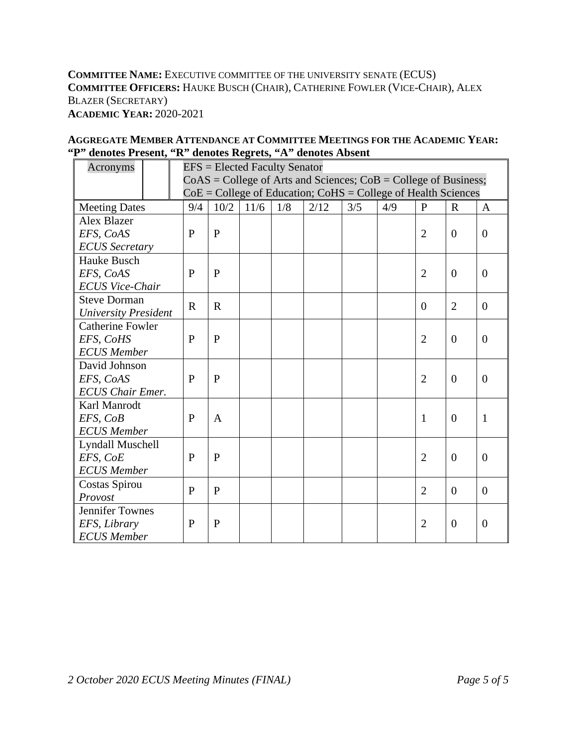**Committee Name:** Executive committee of the university senate (ECUS)
**Committee Officers:** Hauke Busch (Chair), Catherine Fowler (Vice-Chair), Alex Blazer (Secretary)
**Academic Year:** 2020-2021

**Aggregate Member Attendance at Committee Meetings for the Academic Year: "P" denotes Present, "R" denotes Regrets, "A" denotes Absent**

| Acronyms | EFS = Elected Faculty Senator<br>CoAS = College of Arts and Sciences; CoB = College of Business;<br>CoE = College of Education; CoHS = College of Health Sciences | | | | | | | | | |
|---|---|---|---|---|---|---|---|---|---|---|
| Meeting Dates | 9/4 | 10/2 | 11/6 | 1/8 | 2/12 | 3/5 | 4/9 | P | R | A |
| Alex Blazer<br>*EFS, CoAS*<br>*ECUS Secretary* | P | P | | | | | | 2 | 0 | 0 |
| Hauke Busch<br>*EFS, CoAS*<br>*ECUS Vice-Chair* | P | P | | | | | | 2 | 0 | 0 |
| Steve Dorman<br>*University President* | R | R | | | | | | 0 | 2 | 0 |
| Catherine Fowler<br>*EFS, CoHS*<br>*ECUS Member* | P | P | | | | | | 2 | 0 | 0 |
| David Johnson<br>*EFS, CoAS*<br>*ECUS Chair Emer.* | P | P | | | | | | 2 | 0 | 0 |
| Karl Manrodt<br>*EFS, CoB*<br>*ECUS Member* | P | A | | | | | | 1 | 0 | 1 |
| Lyndall Muschell<br>*EFS, CoE*<br>*ECUS Member* | P | P | | | | | | 2 | 0 | 0 |
| Costas Spirou<br>*Provost* | P | P | | | | | | 2 | 0 | 0 |
| Jennifer Townes<br>*EFS, Library*<br>*ECUS Member* | P | P | | | | | | 2 | 0 | 0 |